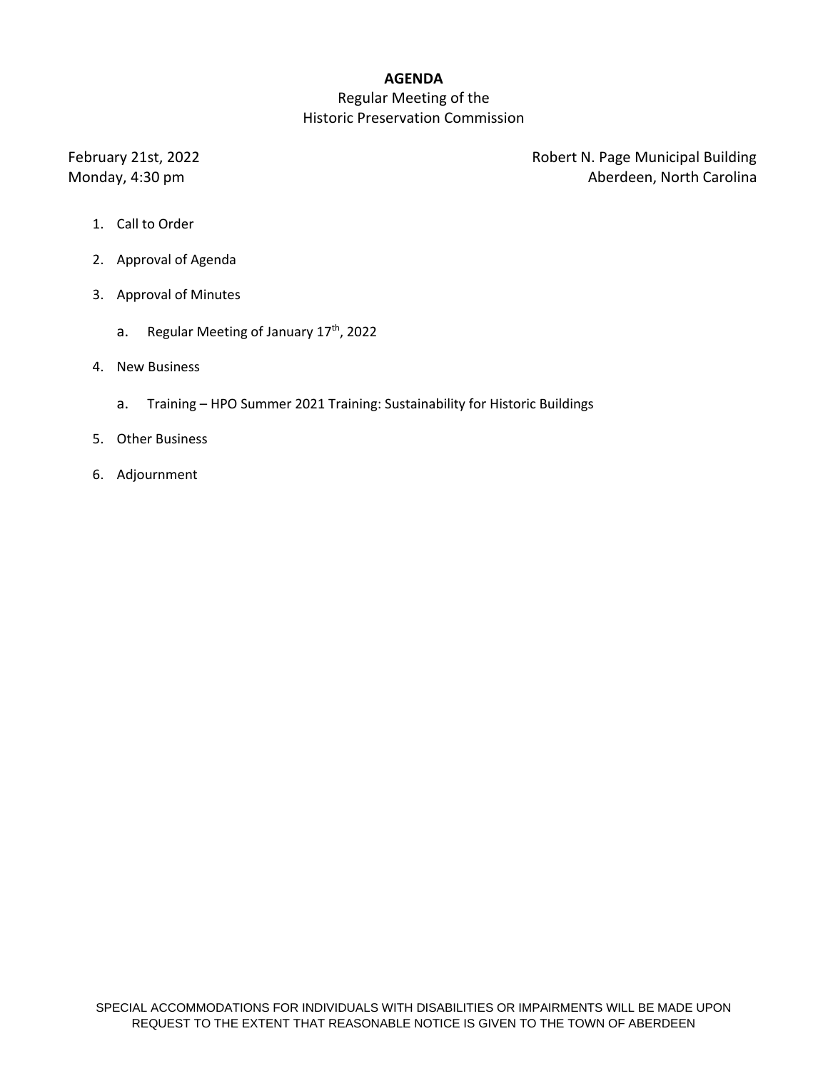**AGENDA**

Regular Meeting of the
Historic Preservation Commission

February 21st, 2022
Monday, 4:30 pm

Robert N. Page Municipal Building
Aberdeen, North Carolina

1. Call to Order
2. Approval of Agenda
3. Approval of Minutes
   a. Regular Meeting of January 17th, 2022
4. New Business
   a. Training – HPO Summer 2021 Training: Sustainability for Historic Buildings
5. Other Business
6. Adjournment

SPECIAL ACCOMMODATIONS FOR INDIVIDUALS WITH DISABILITIES OR IMPAIRMENTS WILL BE MADE UPON REQUEST TO THE EXTENT THAT REASONABLE NOTICE IS GIVEN TO THE TOWN OF ABERDEEN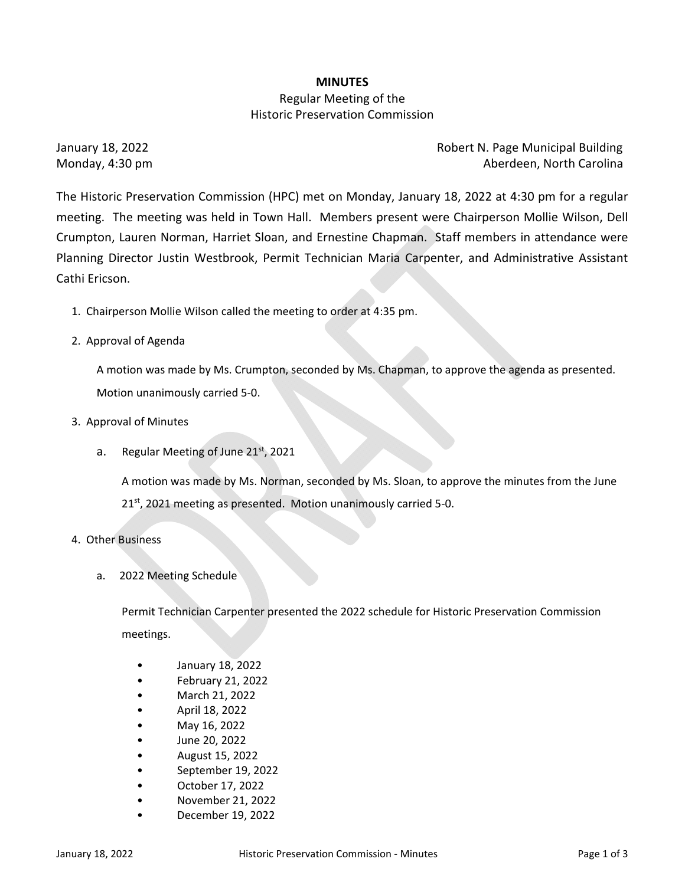**MINUTES**

Regular Meeting of the

Historic Preservation Commission

January 18, 2022
Monday, 4:30 pm

Robert N. Page Municipal Building
Aberdeen, North Carolina

The Historic Preservation Commission (HPC) met on Monday, January 18, 2022 at 4:30 pm for a regular meeting. The meeting was held in Town Hall. Members present were Chairperson Mollie Wilson, Dell Crumpton, Lauren Norman, Harriet Sloan, and Ernestine Chapman. Staff members in attendance were Planning Director Justin Westbrook, Permit Technician Maria Carpenter, and Administrative Assistant Cathi Ericson.

1. Chairperson Mollie Wilson called the meeting to order at 4:35 pm.

2. Approval of Agenda

   A motion was made by Ms. Crumpton, seconded by Ms. Chapman, to approve the agenda as presented. Motion unanimously carried 5-0.

3. Approval of Minutes

   a. Regular Meeting of June 21st, 2021

      A motion was made by Ms. Norman, seconded by Ms. Sloan, to approve the minutes from the June 21st, 2021 meeting as presented. Motion unanimously carried 5-0.

4. Other Business

   a. 2022 Meeting Schedule

      Permit Technician Carpenter presented the 2022 schedule for Historic Preservation Commission meetings.

      - January 18, 2022
      - February 21, 2022
      - March 21, 2022
      - April 18, 2022
      - May 16, 2022
      - June 20, 2022
      - August 15, 2022
      - September 19, 2022
      - October 17, 2022
      - November 21, 2022
      - December 19, 2022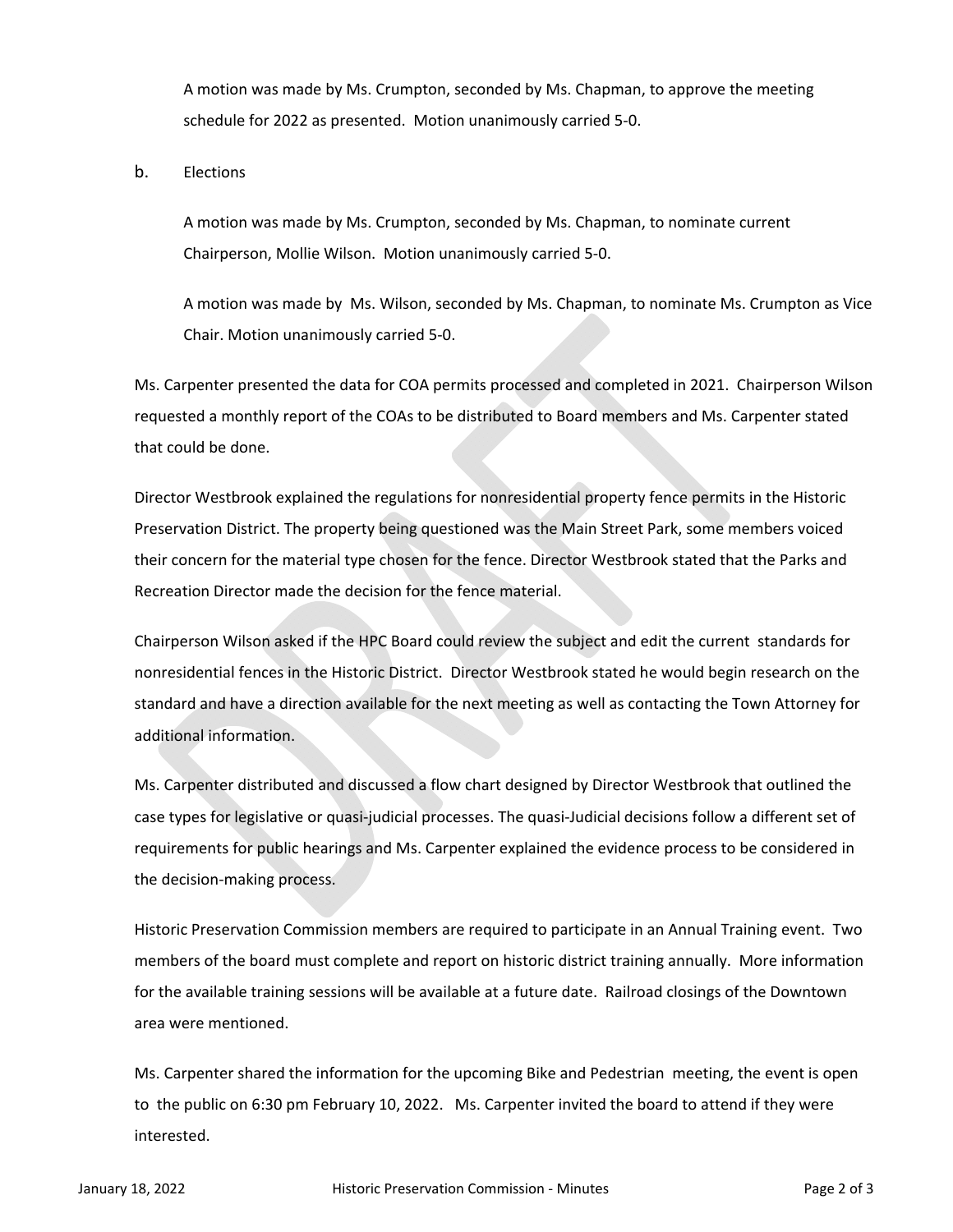A motion was made by Ms. Crumpton, seconded by Ms. Chapman, to approve the meeting schedule for 2022 as presented. Motion unanimously carried 5-0.

b. Elections

A motion was made by Ms. Crumpton, seconded by Ms. Chapman, to nominate current Chairperson, Mollie Wilson. Motion unanimously carried 5-0.

A motion was made by Ms. Wilson, seconded by Ms. Chapman, to nominate Ms. Crumpton as Vice Chair. Motion unanimously carried 5-0.

Ms. Carpenter presented the data for COA permits processed and completed in 2021. Chairperson Wilson requested a monthly report of the COAs to be distributed to Board members and Ms. Carpenter stated that could be done.

Director Westbrook explained the regulations for nonresidential property fence permits in the Historic Preservation District. The property being questioned was the Main Street Park, some members voiced their concern for the material type chosen for the fence. Director Westbrook stated that the Parks and Recreation Director made the decision for the fence material.

Chairperson Wilson asked if the HPC Board could review the subject and edit the current standards for nonresidential fences in the Historic District. Director Westbrook stated he would begin research on the standard and have a direction available for the next meeting as well as contacting the Town Attorney for additional information.

Ms. Carpenter distributed and discussed a flow chart designed by Director Westbrook that outlined the case types for legislative or quasi-judicial processes. The quasi-Judicial decisions follow a different set of requirements for public hearings and Ms. Carpenter explained the evidence process to be considered in the decision-making process.

Historic Preservation Commission members are required to participate in an Annual Training event. Two members of the board must complete and report on historic district training annually. More information for the available training sessions will be available at a future date. Railroad closings of the Downtown area were mentioned.

Ms. Carpenter shared the information for the upcoming Bike and Pedestrian meeting, the event is open to the public on 6:30 pm February 10, 2022. Ms. Carpenter invited the board to attend if they were interested.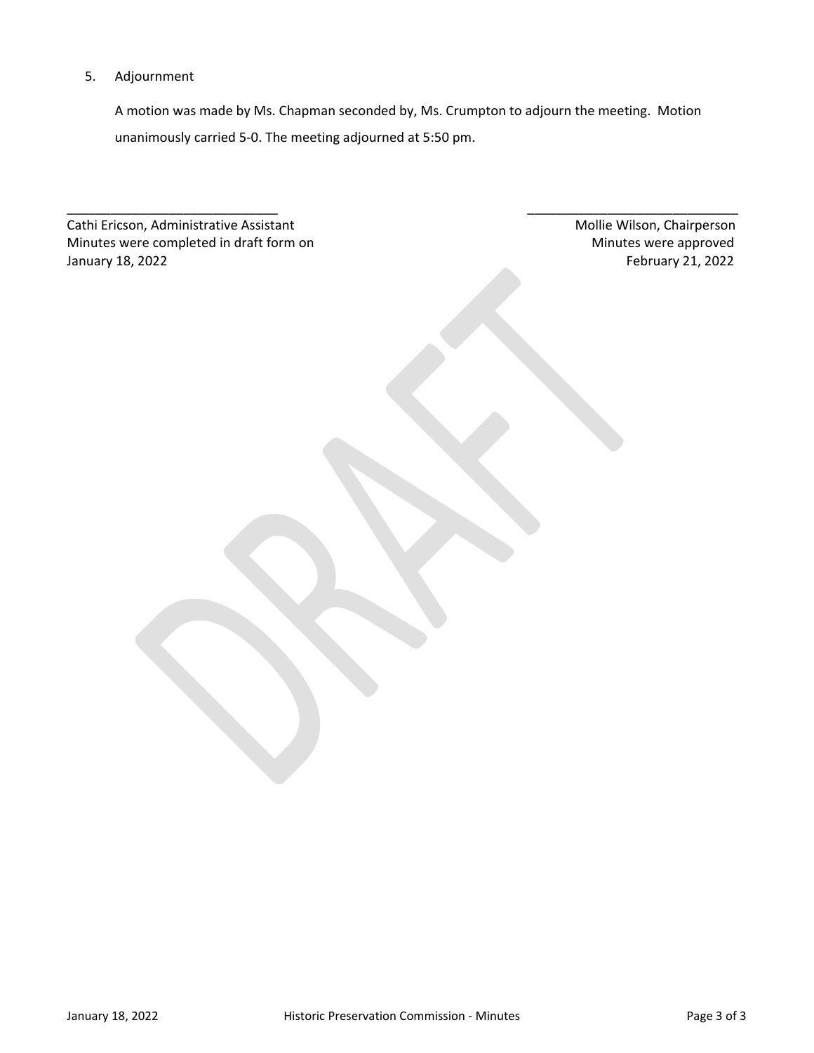5. Adjournment

   A motion was made by Ms. Chapman seconded by, Ms. Crumpton to adjourn the meeting. Motion unanimously carried 5-0. The meeting adjourned at 5:50 pm.

_____________________________
Cathi Ericson, Administrative Assistant
Minutes were completed in draft form on
January 18, 2022

_____________________________
Mollie Wilson, Chairperson
Minutes were approved
February 21, 2022

DRAFT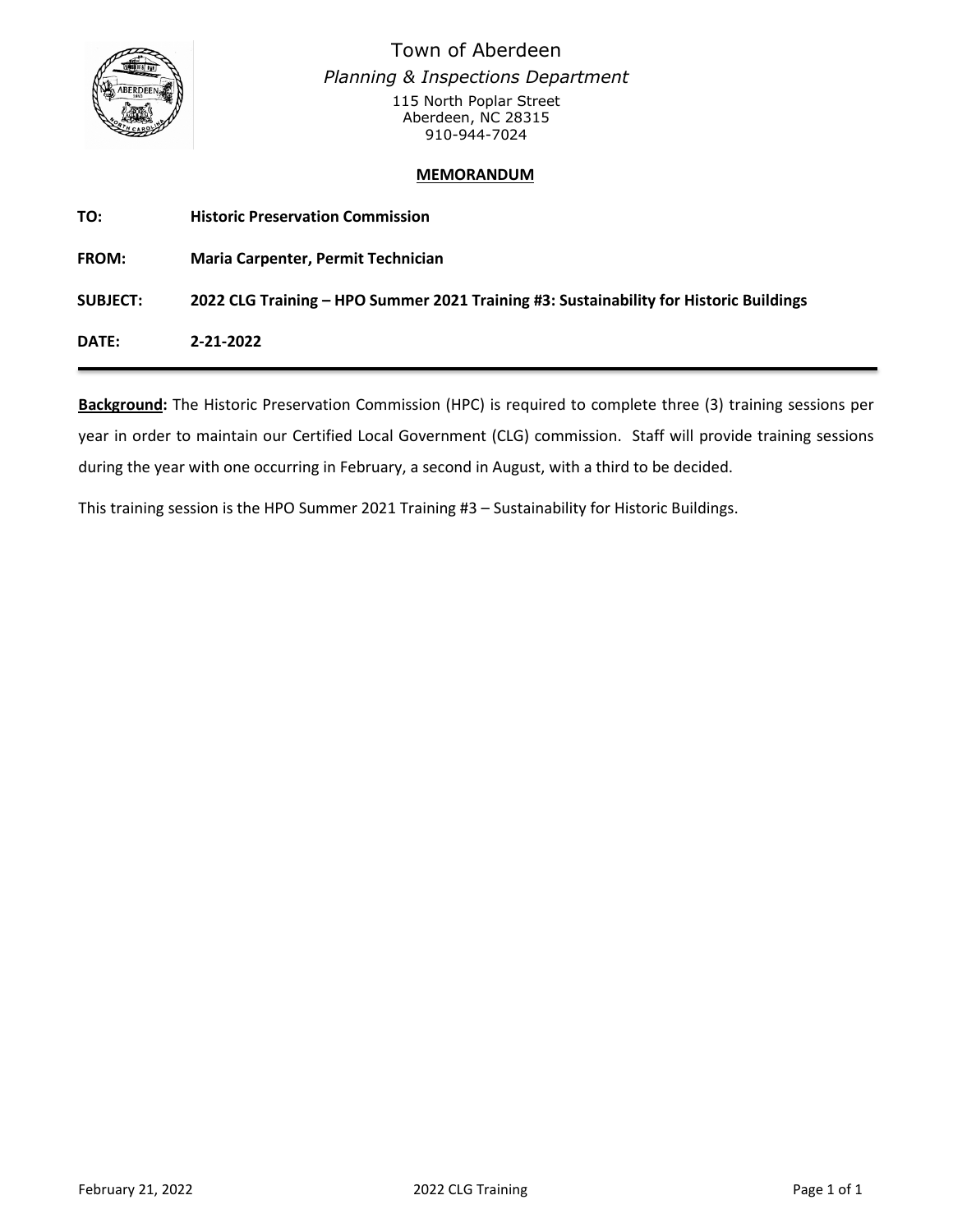Town of Aberdeen

*Planning & Inspections Department*

115 North Poplar Street
Aberdeen, NC 28315
910-944-7024

**MEMORANDUM**

**TO:** **Historic Preservation Commission**

**FROM:** **Maria Carpenter, Permit Technician**

**SUBJECT:** **2022 CLG Training – HPO Summer 2021 Training #3: Sustainability for Historic Buildings**

**DATE:** **2-21-2022**

---

**Background:** The Historic Preservation Commission (HPC) is required to complete three (3) training sessions per year in order to maintain our Certified Local Government (CLG) commission. Staff will provide training sessions during the year with one occurring in February, a second in August, with a third to be decided.

This training session is the HPO Summer 2021 Training #3 – Sustainability for Historic Buildings.